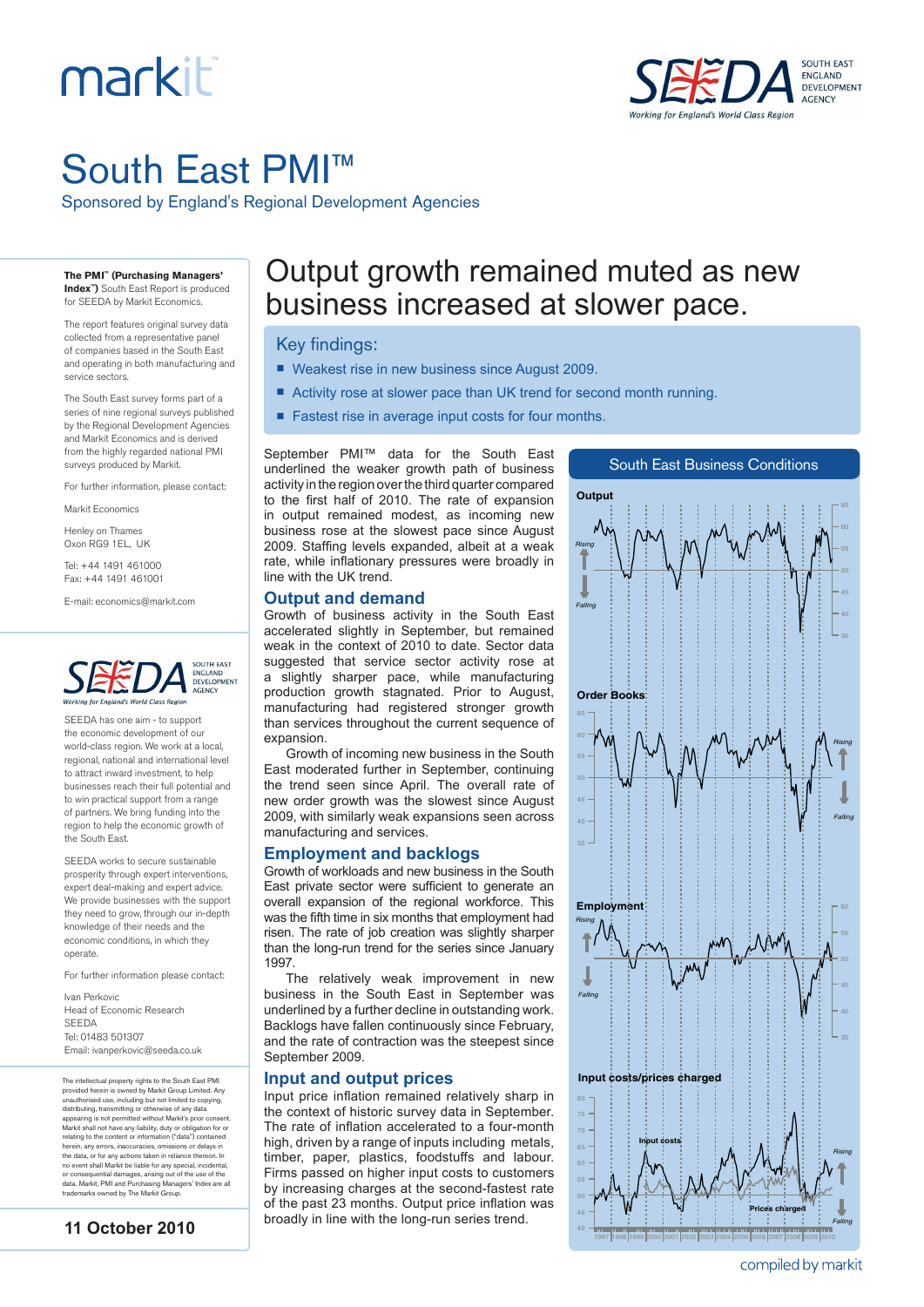# South East PMI™

Sponsored by England's Regional Development Agencies

**The PMI™ (Purchasing Managers' Index™) South East Report** is produced for SEEDA by Markit Economics.

The report features original survey data collected from a representative panel of companies based in the South East and operating in both manufacturing and service sectors.

The South East survey forms part of a series of nine regional surveys published by the Regional Development Agencies and Markit Economics and is derived from the highly regarded national PMI surveys produced by Markit.

For further information, please contact:

Markit Economics

Henley on Thames
Oxon RG9 1EL, UK

Tel: +44 1491 461000
Fax: +44 1491 461001

E-mail: economics@markit.com

SEEDA has one aim - to support the economic development of our world-class region. We work at a local, regional, national and international level to attract inward investment, to help businesses reach their full potential and to win practical support from a range of partners. We bring funding into the region to help the economic growth of the South East.

SEEDA works to secure sustainable prosperity through expert interventions, expert deal-making and expert advice. We provide businesses with the support they need to grow, through our in-depth knowledge of their needs and the economic conditions, in which they operate.

For further information please contact:

Ivan Perkovic
Head of Economic Research
SEEDA
Tel: 01483 501307
Email: ivanperkovic@seeda.co.uk

The intellectual property rights to the South East PMI provided herein is owned by Markit Group Limited. Any unauthorised use, including but not limited to copying, distributing, transmitting or otherwise of any data appearing is not permitted without Markit's prior consent. Markit shall not have any liability, duty or obligation for or relating to the content or information ("data") contained herein, any errors, inaccuracies, omissions or delays in the data, or for any actions taken in reliance thereon. In no event shall Markit be liable for any special, incidental, or consequential damages, arising out of the use of the data. Markit, PMI and Purchasing Managers' Index are all trademarks owned by The Markit Group.

**11 October 2010**

## Output growth remained muted as new business increased at slower pace.

### Key findings:

- Weakest rise in new business since August 2009.
- Activity rose at slower pace than UK trend for second month running.
- Fastest rise in average input costs for four months.

September PMI™ data for the South East underlined the weaker growth path of business activity in the region over the third quarter compared to the first half of 2010. The rate of expansion in output remained modest, as incoming new business rose at the slowest pace since August 2009. Staffing levels expanded, albeit at a weak rate, while inflationary pressures were broadly in line with the UK trend.

### Output and demand

Growth of business activity in the South East accelerated slightly in September, but remained weak in the context of 2010 to date. Sector data suggested that service sector activity rose at a slightly sharper pace, while manufacturing production growth stagnated. Prior to August, manufacturing had registered stronger growth than services throughout the current sequence of expansion.

Growth of incoming new business in the South East moderated further in September, continuing the trend seen since April. The overall rate of new order growth was the slowest since August 2009, with similarly weak expansions seen across manufacturing and services.

### Employment and backlogs

Growth of workloads and new business in the South East private sector were sufficient to secure an overall expansion of the regional workforce. This was the fifth time in six months that employment had risen. The rate of job creation was slightly sharper than the long-run trend for the series since January 1997.

The relatively weak improvement in new business in the South East in September was underlined by a further decline in outstanding work. Backlogs have fallen continuously since February, and the rate of contraction was the steepest since September 2009.

### Input and output prices

Input price inflation remained relatively sharp in the context of historic survey data in September. The rate of inflation accelerated to a four-month high, driven by a range of inputs including metals, timber, paper, plastics, foodstuffs and labour. Firms passed on higher input costs to customers by increasing charges at the second-fastest rate of the past 23 months. Output price inflation was broadly in line with the long-run series trend.

**South East Business Conditions**

Output

Order Books

Employment

Input costs/prices charged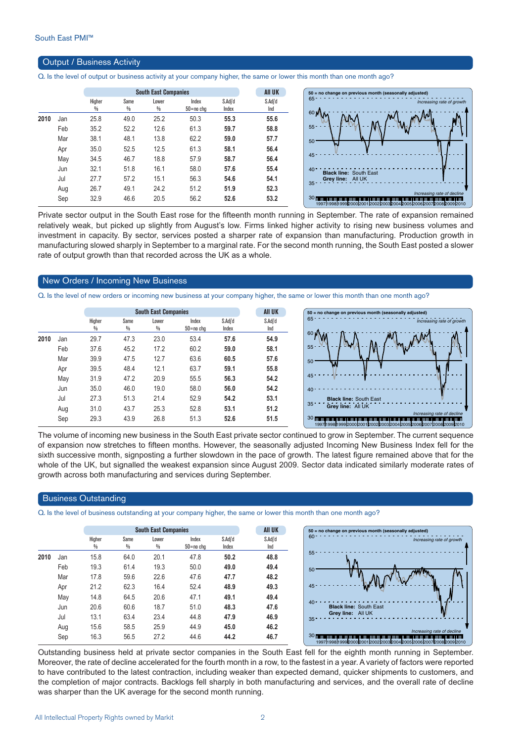South East PMI™

## Output / Business Activity

Q. Is the level of output or business activity at your company higher, the same or lower this month than one month ago?

| | | South East Companies | | | | | All UK |
|---|---|---|---|---|---|---|---|
| | | Higher % | Same % | Lower % | Index 50=no chg | S.Adj'd Index | S.Adj'd Ind |
| 2010 | Jan | 25.8 | 49.0 | 25.2 | 50.3 | **55.3** | **55.6** |
| | Feb | 35.2 | 52.2 | 12.6 | 61.3 | **59.7** | **58.8** |
| | Mar | 38.1 | 48.1 | 13.8 | 62.2 | **59.0** | **57.7** |
| | Apr | 35.0 | 52.5 | 12.5 | 61.3 | **58.1** | **56.4** |
| | May | 34.5 | 46.7 | 18.8 | 57.9 | **58.7** | **56.4** |
| | Jun | 32.1 | 51.8 | 16.1 | 58.0 | **57.6** | **55.4** |
| | Jul | 27.7 | 57.2 | 15.1 | 56.3 | **54.6** | **54.1** |
| | Aug | 26.7 | 49.1 | 24.2 | 51.2 | **51.9** | **52.3** |
| | Sep | 32.9 | 46.6 | 20.5 | 56.2 | **52.6** | **53.2** |

50 = no change on previous month (seasonally adjusted)
Increasing rate of growth
Black line: South East
Grey line: All UK
Increasing rate of decline

Private sector output in the South East rose for the fifteenth month running in September. The rate of expansion remained relatively weak, but picked up slightly from August's low. Firms linked higher activity to rising new business volumes and investment in capacity. By sector, services posted a sharper rate of expansion than manufacturing. Production growth in manufacturing slowed sharply in September to a marginal rate. For the second month running, the South East posted a slower rate of output growth than that recorded across the UK as a whole.

## New Orders / Incoming New Business

Q. Is the level of new orders or incoming new business at your company higher, the same or lower this month than one month ago?

| | | South East Companies | | | | | All UK |
|---|---|---|---|---|---|---|---|
| | | Higher % | Same % | Lower % | Index 50=no chg | S.Adj'd Index | S.Adj'd Ind |
| 2010 | Jan | 29.7 | 47.3 | 23.0 | 53.4 | **57.6** | **54.9** |
| | Feb | 37.6 | 45.2 | 17.2 | 60.2 | **59.0** | **58.1** |
| | Mar | 39.9 | 47.5 | 12.7 | 63.6 | **60.5** | **57.6** |
| | Apr | 39.5 | 48.4 | 12.1 | 63.7 | **59.1** | **55.8** |
| | May | 31.9 | 47.2 | 20.9 | 55.5 | **56.3** | **54.2** |
| | Jun | 35.0 | 46.0 | 19.0 | 58.0 | **56.0** | **54.2** |
| | Jul | 27.3 | 51.3 | 21.4 | 52.9 | **54.2** | **53.1** |
| | Aug | 31.0 | 43.7 | 25.3 | 52.8 | **53.1** | **51.2** |
| | Sep | 29.3 | 43.9 | 26.8 | 51.3 | **52.6** | **51.5** |

50 = no change on previous month (seasonally adjusted)
Increasing rate of growth
Black line: South East
Grey line: All UK
Increasing rate of decline

The volume of incoming new business in the South East private sector continued to grow in September. The current sequence of expansion now stretches to fifteen months. However, the seasonally adjusted Incoming New Business Index fell for the sixth successive month, signposting a further slowdown in the pace of growth. The latest figure remained above that for the whole of the UK, but signalled the weakest expansion since August 2009. Sector data indicated similarly moderate rates of growth across both manufacturing and services during September.

## Business Outstanding

Q. Is the level of business outstanding at your company higher, the same or lower this month than one month ago?

| | | South East Companies | | | | | All UK |
|---|---|---|---|---|---|---|---|
| | | Higher % | Same % | Lower % | Index 50=no chg | S.Adj'd Index | S.Adj'd Ind |
| 2010 | Jan | 15.8 | 64.0 | 20.1 | 47.8 | **50.2** | **48.8** |
| | Feb | 19.3 | 61.4 | 19.3 | 50.0 | **49.0** | **49.4** |
| | Mar | 17.8 | 59.6 | 22.6 | 47.6 | **47.7** | **48.2** |
| | Apr | 21.2 | 62.3 | 16.4 | 52.4 | **48.9** | **49.3** |
| | May | 14.8 | 64.5 | 20.6 | 47.1 | **49.1** | **49.4** |
| | Jun | 20.6 | 60.6 | 18.7 | 51.0 | **48.3** | **47.6** |
| | Jul | 13.1 | 63.4 | 23.4 | 44.8 | **47.9** | **46.9** |
| | Aug | 15.6 | 58.5 | 25.9 | 44.9 | **45.0** | **46.2** |
| | Sep | 16.3 | 56.5 | 27.2 | 44.6 | **44.2** | **46.7** |

50 = no change on previous month (seasonally adjusted)
Increasing rate of growth
Black line: South East
Grey line: All UK
Increasing rate of decline

Outstanding business held at private sector companies in the South East fell for the eighth month running in September. Moreover, the rate of decline accelerated for the fourth month in a row, to the fastest in a year. A variety of factors were reported to have contributed to the latest contraction, including weaker than expected demand, quicker shipments to customers, and the completion of major contracts. Backlogs fell sharply in both manufacturing and services, and the overall rate of decline was sharper than the UK average for the second month running.

All Intellectual Property Rights owned by Markit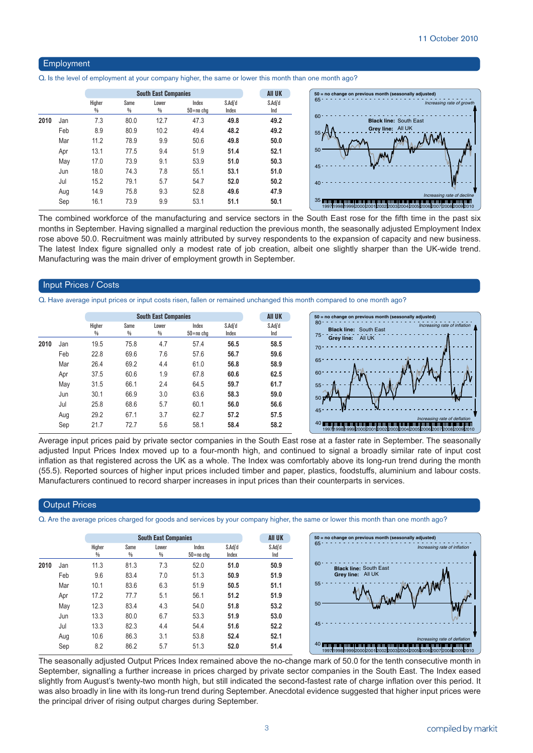## Employment

Q. Is the level of employment at your company higher, the same or lower this month than one month ago?

| | | South East Companies | | | | | All UK |
|---|---|---|---|---|---|---|---|
| | | Higher % | Same % | Lower % | Index 50=no chg | S.Adj'd Index | S.Adj'd Ind |
| 2010 | Jan | 7.3 | 80.0 | 12.7 | 47.3 | **49.8** | **49.2** |
| | Feb | 8.9 | 80.9 | 10.2 | 49.4 | **48.2** | **49.2** |
| | Mar | 11.2 | 78.9 | 9.9 | 50.6 | **49.8** | **50.0** |
| | Apr | 13.1 | 77.5 | 9.4 | 51.9 | **51.4** | **52.1** |
| | May | 17.0 | 73.9 | 9.1 | 53.9 | **51.0** | **50.3** |
| | Jun | 18.0 | 74.3 | 7.8 | 55.1 | **53.1** | **51.0** |
| | Jul | 15.2 | 79.1 | 5.7 | 54.7 | **52.0** | **50.2** |
| | Aug | 14.9 | 75.8 | 9.3 | 52.8 | **49.6** | **47.9** |
| | Sep | 16.1 | 73.9 | 9.9 | 53.1 | **51.1** | **50.1** |

The combined workforce of the manufacturing and service sectors in the South East rose for the fifth time in the past six months in September. Having signalled a marginal reduction the previous month, the seasonally adjusted Employment Index rose above 50.0. Recruitment was mainly attributed by survey respondents to the expansion of capacity and new business. The latest Index figure signalled only a modest rate of job creation, albeit one slightly sharper than the UK-wide trend. Manufacturing was the main driver of employment growth in September.

## Input Prices / Costs

Q. Have average input prices or input costs risen, fallen or remained unchanged this month compared to one month ago?

| | | South East Companies | | | | | All UK |
|---|---|---|---|---|---|---|---|
| | | Higher % | Same % | Lower % | Index 50=no chg | S.Adj'd Index | S.Adj'd Ind |
| 2010 | Jan | 19.5 | 75.8 | 4.7 | 57.4 | **56.5** | **58.5** |
| | Feb | 22.8 | 69.6 | 7.6 | 57.6 | **56.7** | **59.6** |
| | Mar | 26.4 | 69.2 | 4.4 | 61.0 | **56.8** | **58.9** |
| | Apr | 37.5 | 60.6 | 1.9 | 67.8 | **60.6** | **62.5** |
| | May | 31.5 | 66.1 | 2.4 | 64.5 | **59.7** | **61.7** |
| | Jun | 30.1 | 66.9 | 3.0 | 63.6 | **58.3** | **59.0** |
| | Jul | 25.8 | 68.6 | 5.7 | 60.1 | **56.0** | **56.6** |
| | Aug | 29.2 | 67.1 | 3.7 | 62.7 | **57.2** | **57.5** |
| | Sep | 21.7 | 72.7 | 5.6 | 58.1 | **58.4** | **58.2** |

Average input prices paid by private sector companies in the South East rose at a faster rate in September. The seasonally adjusted Input Prices Index moved up to a four-month high, and continued to signal a broadly similar rate of input cost inflation as that registered across the UK as a whole. The Index was comfortably above its long-run trend during the month (55.5). Reported sources of higher input prices included timber and paper, plastics, foodstuffs, aluminium and labour costs. Manufacturers continued to record sharper increases in input prices than their counterparts in services.

## Output Prices

Q. Are the average prices charged for goods and services by your company higher, the same or lower this month than one month ago?

| | | South East Companies | | | | | All UK |
|---|---|---|---|---|---|---|---|
| | | Higher % | Same % | Lower % | Index 50=no chg | S.Adj'd Index | S.Adj'd Ind |
| 2010 | Jan | 11.3 | 81.3 | 7.3 | 52.0 | **51.0** | **50.9** |
| | Feb | 9.6 | 83.4 | 7.0 | 51.3 | **50.9** | **51.9** |
| | Mar | 10.1 | 83.6 | 6.3 | 51.9 | **50.5** | **51.1** |
| | Apr | 17.2 | 77.7 | 5.1 | 56.1 | **51.2** | **51.9** |
| | May | 12.3 | 83.4 | 4.3 | 54.0 | **51.8** | **53.2** |
| | Jun | 13.3 | 80.0 | 6.7 | 53.3 | **51.9** | **53.0** |
| | Jul | 13.3 | 82.3 | 4.4 | 54.4 | **51.6** | **52.2** |
| | Aug | 10.6 | 86.3 | 3.1 | 53.8 | **52.4** | **52.1** |
| | Sep | 8.2 | 86.2 | 5.7 | 51.3 | **52.0** | **51.4** |

The seasonally adjusted Output Prices Index remained above the no-change mark of 50.0 for the tenth consecutive month in September, signalling a further increase in prices charged by private sector companies in the South East. The Index eased slightly from August's twenty-two month high, but still indicated the second-fastest rate of charge inflation over this period. It was also broadly in line with its long-run trend during September. Anecdotal evidence suggested that higher input prices were the principal driver of rising output charges during September.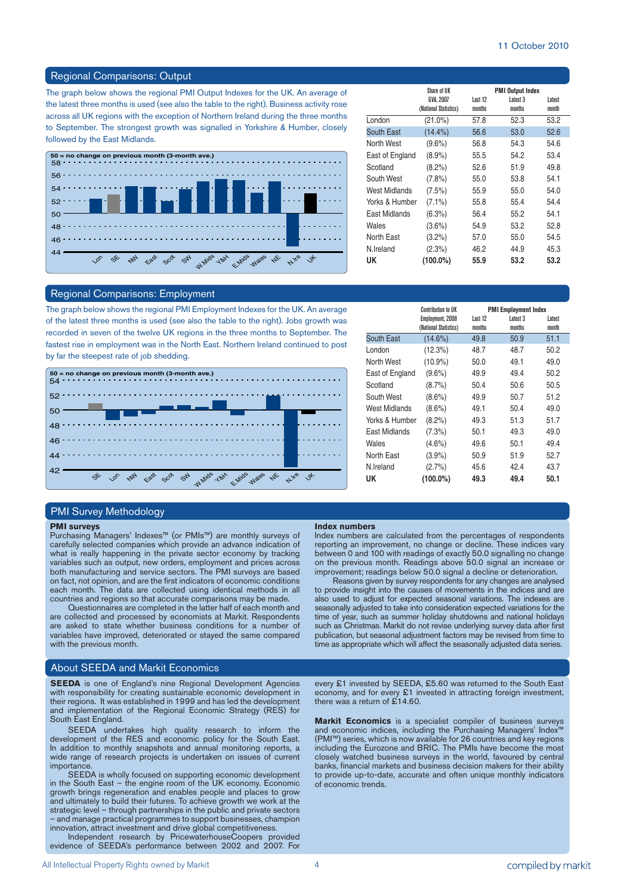11 October 2010

## Regional Comparisons: Output

The graph below shows the regional PMI Output Indexes for the UK. An average of the latest three months is used (see also the table to the right). Business activity rose across all UK regions with the exception of Northern Ireland during the three months to September. The strongest growth was signalled in Yorkshire & Humber, closely followed by the East Midlands.

50 = no change on previous month (3-month ave.)

58
56
54
52
50
48
46
44

Lon SE NW East Scot SW W.Mids Y&H E.Mids Wales NE N.Ire UK

| | Share of UK GVA, 2007 (National Statistics) | PMI Output Index | | |
|---|---|---|---|---|
| | | Last 12 months | Latest 3 months | Latest month |
| London | (21.0%) | 57.8 | 52.3 | 53.2 |
| South East | (14.4%) | 56.6 | 53.0 | 52.6 |
| North West | (9.6%) | 56.8 | 54.3 | 54.6 |
| East of England | (8.9%) | 55.5 | 54.2 | 53.4 |
| Scotland | (8.2%) | 52.6 | 51.9 | 49.8 |
| South West | (7.8%) | 55.0 | 53.8 | 54.1 |
| West Midlands | (7.5%) | 55.9 | 55.0 | 54.0 |
| Yorks & Humber | (7.1%) | 55.8 | 55.4 | 54.4 |
| East Midlands | (6.3%) | 56.4 | 55.2 | 54.1 |
| Wales | (3.6%) | 54.9 | 53.2 | 52.8 |
| North East | (3.2%) | 57.0 | 55.0 | 54.5 |
| N.Ireland | (2.3%) | 46.2 | 44.9 | 45.3 |
| **UK** | **(100.0%)** | **55.9** | **53.2** | **53.2** |

## Regional Comparisons: Employment

The graph below shows the regional PMI Employment Indexes for the UK. An average of the latest three months is used (see also the table to the right). Jobs growth was recorded in seven of the twelve UK regions in the three months to September. The fastest rise in employment was in the North East. Northern Ireland continued to post by far the steepest rate of job shedding.

50 = no change on previous month (3-month ave.)

54
52
50
48
46
44
42

SE Lon NW East Scot SW W.Mids Y&H E.Mids Wales NE N.Ire UK

| | Contribution to UK Employment, 2008 (National Statistics) | PMI Employment Index | | |
|---|---|---|---|---|
| | | Last 12 months | Latest 3 months | Latest month |
| South East | (14.6%) | 49.8 | 50.9 | 51.1 |
| London | (12.3%) | 48.7 | 48.7 | 50.2 |
| North West | (10.9%) | 50.0 | 49.1 | 49.0 |
| East of England | (9.6%) | 49.9 | 49.4 | 50.2 |
| Scotland | (8.7%) | 50.4 | 50.6 | 50.5 |
| South West | (8.6%) | 49.9 | 50.7 | 51.2 |
| West Midlands | (8.6%) | 49.1 | 50.4 | 49.0 |
| Yorks & Humber | (8.2%) | 49.3 | 51.3 | 51.7 |
| East Midlands | (7.3%) | 50.1 | 49.3 | 49.0 |
| Wales | (4.6%) | 49.6 | 50.1 | 49.4 |
| North East | (3.9%) | 50.9 | 51.9 | 52.7 |
| N.Ireland | (2.7%) | 45.6 | 42.4 | 43.7 |
| **UK** | **(100.0%)** | **49.3** | **49.4** | **50.1** |

## PMI Survey Methodology

### PMI surveys

Purchasing Managers' Indexes™ (or PMIs™) are monthly surveys of carefully selected companies which provide an advance indication of what is really happening in the private sector economy by tracking variables such as output, new orders, employment and prices across both manufacturing and service sectors. The PMI surveys are based on fact, not opinion, and are the first indicators of economic conditions each month. The data are collected using identical methods in all countries and regions so that accurate comparisons may be made.

Questionnaires are completed in the latter half of each month and are collected and processed by economists at Markit. Respondents are asked to state whether business conditions for a number of variables have improved, deteriorated or stayed the same compared with the previous month.

### Index numbers

Index numbers are calculated from the percentages of respondents reporting an improvement, no change or decline. These indices vary between 0 and 100 with readings of exactly 50.0 signalling no change on the previous month. Readings above 50.0 signal an increase or improvement; readings below 50.0 signal a decline or deterioration.

Reasons given by survey respondents for any changes are analysed to provide insight into the causes of movements in the indices and are also used to adjust for expected seasonal variations. The indexes are seasonally adjusted to take into consideration expected variations for the time of year, such as summer holiday shutdowns and national holidays such as Christmas. Markit do not revise underlying survey data after first publication, but seasonal adjustment factors may be revised from time to time as appropriate which will affect the seasonally adjusted data series.

## About SEEDA and Markit Economics

**SEEDA** is one of England's nine Regional Development Agencies with responsibility for creating sustainable economic development in their regions. It was established in 1999 and has led the development and implementation of the Regional Economic Strategy (RES) for South East England.

SEEDA undertakes high quality research to inform the development of the RES and economic policy for the South East. In addition to monthly snapshots and annual monitoring reports, a wide range of research projects is undertaken on issues of current importance.

SEEDA is wholly focused on supporting economic development in the South East – the engine room of the UK economy. Economic growth brings regeneration and enables people and places to grow and ultimately to build their futures. To achieve growth we work at the strategic level – through partnerships in the public and private sectors – and manage practical programmes to support businesses, champion innovation, attract investment and drive global competitiveness.

Independent research by PricewaterhouseCoopers provided evidence of SEEDA's performance between 2002 and 2007. For every £1 invested by SEEDA, £5.60 was returned to the South East economy, and for every £1 invested in attracting foreign investment, there was a return of £14.60.

**Markit Economics** is a specialist compiler of business surveys and economic indices, including the Purchasing Managers' Index™ (PMI™) series, which is now available for 26 countries and key regions including the Eurozone and BRIC. The PMIs have become the most closely watched business surveys in the world, favoured by central banks, financial markets and business decision makers for their ability to provide up-to-date, accurate and often unique monthly indicators of economic trends.

All Intellectual Property Rights owned by Markit

compiled by markit